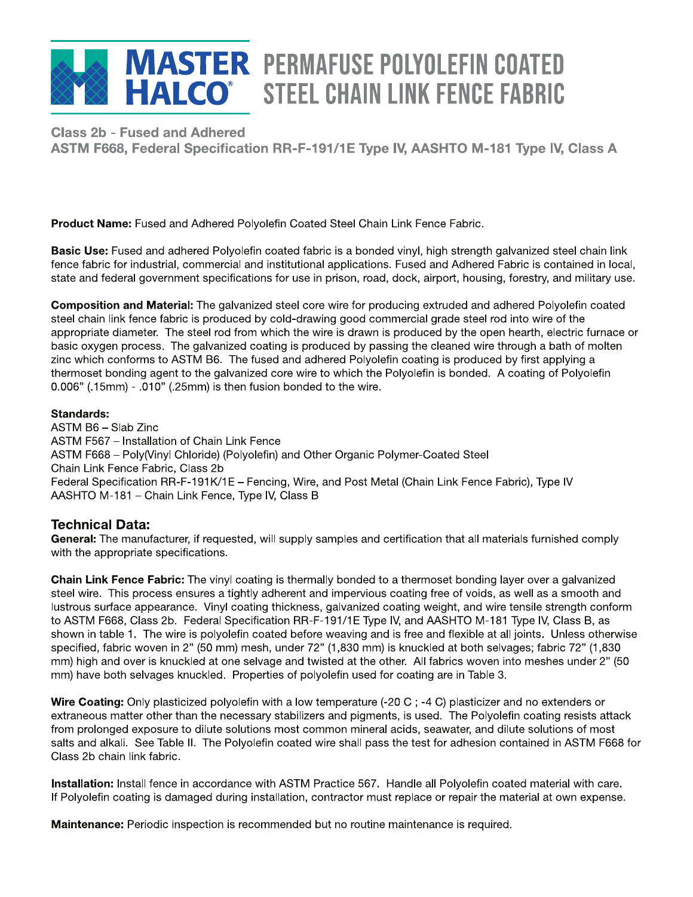# MASTER HALCO® PERMAFUSE POLYOLEFIN COATED STEEL CHAIN LINK FENCE FABRIC

## Class 2b - Fused and Adhered
## ASTM F668, Federal Specification RR-F-191/1E Type IV, AASHTO M-181 Type IV, Class A

**Product Name:** Fused and Adhered Polyolefin Coated Steel Chain Link Fence Fabric.

**Basic Use:** Fused and adhered Polyolefin coated fabric is a bonded vinyl, high strength galvanized steel chain link fence fabric for industrial, commercial and institutional applications. Fused and Adhered Fabric is contained in local, state and federal government specifications for use in prison, road, dock, airport, housing, forestry, and military use.

**Composition and Material:** The galvanized steel core wire for producing extruded and adhered Polyolefin coated steel chain link fence fabric is produced by cold-drawing good commercial grade steel rod into wire of the appropriate diameter. The steel rod from which the wire is drawn is produced by the open hearth, electric furnace or basic oxygen process. The galvanized coating is produced by passing the cleaned wire through a bath of molten zinc which conforms to ASTM B6. The fused and adhered Polyolefin coating is produced by first applying a thermoset bonding agent to the galvanized core wire to which the Polyolefin is bonded. A coating of Polyolefin 0.006" (.15mm) - .010" (.25mm) is then fusion bonded to the wire.

**Standards:**
ASTM B6 – Slab Zinc
ASTM F567 – Installation of Chain Link Fence
ASTM F668 – Poly(Vinyl Chloride) (Polyolefin) and Other Organic Polymer-Coated Steel Chain Link Fence Fabric, Class 2b
Federal Specification RR-F-191K/1E – Fencing, Wire, and Post Metal (Chain Link Fence Fabric), Type IV
AASHTO M-181 – Chain Link Fence, Type IV, Class B

### Technical Data:

**General:** The manufacturer, if requested, will supply samples and certification that all materials furnished comply with the appropriate specifications.

**Chain Link Fence Fabric:** The vinyl coating is thermally bonded to a thermoset bonding layer over a galvanized steel wire. This process ensures a tightly adherent and impervious coating free of voids, as well as a smooth and lustrous surface appearance. Vinyl coating thickness, galvanized coating weight, and wire tensile strength conform to ASTM F668, Class 2b. Federal Specification RR-F-191/1E Type IV, and AASHTO M-181 Type IV, Class B, as shown in table 1. The wire is polyolefin coated before weaving and is free and flexible at all joints. Unless otherwise specified, fabric woven in 2" (50 mm) mesh, under 72" (1,830 mm) is knuckled at both selvages; fabric 72" (1,830 mm) high and over is knuckled at one selvage and twisted at the other. All fabrics woven into meshes under 2" (50 mm) have both selvages knuckled. Properties of polyolefin used for coating are in Table 3.

**Wire Coating:** Only plasticized polyolefin with a low temperature (-20 C ; -4 C) plasticizer and no extenders or extraneous matter other than the necessary stabilizers and pigments, is used. The Polyolefin coating resists attack from prolonged exposure to dilute solutions most common mineral acids, seawater, and dilute solutions of most salts and alkali. See Table II. The Polyolefin coated wire shall pass the test for adhesion contained in ASTM F668 for Class 2b chain link fabric.

**Installation:** Install fence in accordance with ASTM Practice 567. Handle all Polyolefin coated material with care. If Polyolefin coating is damaged during installation, contractor must replace or repair the material at own expense.

**Maintenance:** Periodic inspection is recommended but no routine maintenance is required.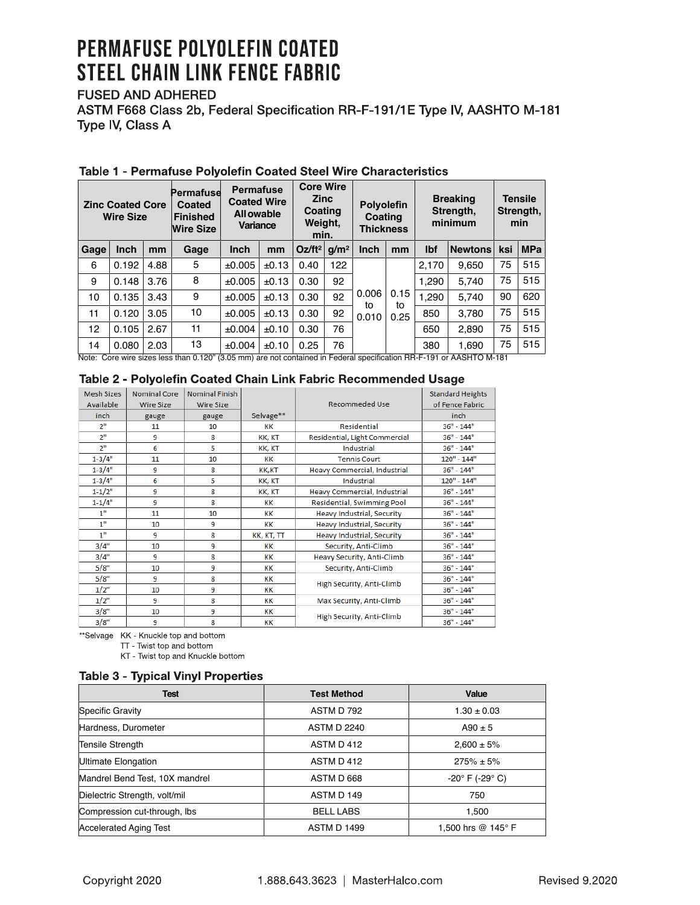# PERMAFUSE POLYOLEFIN COATED STEEL CHAIN LINK FENCE FABRIC

FUSED AND ADHERED

ASTM F668 Class 2b, Federal Specification RR-F-191/1E Type IV, AASHTO M-181 Type IV, Class A

### Table 1 - Permafuse Polyolefin Coated Steel Wire Characteristics

| Zinc Coated Core Wire Size | | | Permafuse Coated Finished Wire Size | Permafuse Coated Wire Allowable Variance | | Core Wire Zinc Coating Weight, min. | | Polyolefin Coating Thickness | | Breaking Strength, minimum | | Tensile Strength, min | |
|---|---|---|---|---|---|---|---|---|---|---|---|---|---|
| Gage | Inch | mm | Gage | Inch | mm | Oz/ft² | g/m² | Inch | mm | lbf | Newtons | ksi | MPa |
| 6 | 0.192 | 4.88 | 5 | ±0.005 | ±0.13 | 0.40 | 122 | 0.006 to 0.010 | 0.15 to 0.25 | 2,170 | 9,650 | 75 | 515 |
| 9 | 0.148 | 3.76 | 8 | ±0.005 | ±0.13 | 0.30 | 92 | | | 1,290 | 5,740 | 75 | 515 |
| 10 | 0.135 | 3.43 | 9 | ±0.005 | ±0.13 | 0.30 | 92 | | | 1,290 | 5,740 | 90 | 620 |
| 11 | 0.120 | 3.05 | 10 | ±0.005 | ±0.13 | 0.30 | 92 | | | 850 | 3,780 | 75 | 515 |
| 12 | 0.105 | 2.67 | 11 | ±0.004 | ±0.10 | 0.30 | 76 | | | 650 | 2,890 | 75 | 515 |
| 14 | 0.080 | 2.03 | 13 | ±0.004 | ±0.10 | 0.25 | 76 | | | 380 | 1,690 | 75 | 515 |

Note: Core wire sizes less than 0.120" (3.05 mm) are not contained in Federal specification RR-F-191 or AASHTO M-181

### Table 2 - Polyolefin Coated Chain Link Fabric Recommended Usage

| Mesh Sizes Available | Nominal Core Wire Size | Nominal Finish Wire Size | | Recommeded Use | Standard Heights of Fence Fabric |
|---|---|---|---|---|---|
| inch | gauge | gauge | Selvage** | | inch |
| 2" | 11 | 10 | KK | Residential | 36" - 144" |
| 2" | 9 | 8 | KK, KT | Residential, Light Commercial | 36" - 144" |
| 2" | 6 | 5 | KK, KT | Industrial | 36" - 144" |
| 1-3/4" | 11 | 10 | KK | Tennis Court | 120" - 144" |
| 1-3/4" | 9 | 8 | KK,KT | Heavy Commercial, Industrial | 36" - 144" |
| 1-3/4" | 6 | 5 | KK, KT | Industrial | 120" - 144" |
| 1-1/2" | 9 | 8 | KK, KT | Heavy Commercial, Industrial | 36" - 144" |
| 1-1/4" | 9 | 8 | KK | Residential, Swimming Pool | 36" - 144" |
| 1" | 11 | 10 | KK | Heavy Industrial, Security | 36" - 144" |
| 1" | 10 | 9 | KK | Heavy Industrial, Security | 36" - 144" |
| 1" | 9 | 8 | KK, KT, TT | Heavy Industrial, Security | 36" - 144" |
| 3/4" | 10 | 9 | KK | Security, Anti-Climb | 36" - 144" |
| 3/4" | 9 | 8 | KK | Heavy Security, Anti-Climb | 36" - 144" |
| 5/8" | 10 | 9 | KK | Security, Anti-Climb | 36" - 144" |
| 5/8" | 9 | 8 | KK | High Security, Anti-Climb | 36" - 144" |
| 1/2" | 10 | 9 | KK | | 36" - 144" |
| 1/2" | 9 | 8 | KK | Max Security, Anti-Climb | 36" - 144" |
| 3/8" | 10 | 9 | KK | High Security, Anti-Climb | 36" - 144" |
| 3/8" | 9 | 8 | KK | | 36" - 144" |

**Selvage KK - Knuckle top and bottom  
TT - Twist top and bottom  
KT - Twist top and Knuckle bottom

### Table 3 - Typical Vinyl Properties

| Test | Test Method | Value |
|---|---|---|
| Specific Gravity | ASTM D 792 | 1.30 ± 0.03 |
| Hardness, Durometer | ASTM D 2240 | A90 ± 5 |
| Tensile Strength | ASTM D 412 | 2,600 ± 5% |
| Ultimate Elongation | ASTM D 412 | 275% ± 5% |
| Mandrel Bend Test, 10X mandrel | ASTM D 668 | -20° F (-29° C) |
| Dielectric Strength, volt/mil | ASTM D 149 | 750 |
| Compression cut-through, lbs | BELL LABS | 1,500 |
| Accelerated Aging Test | ASTM D 1499 | 1,500 hrs @ 145° F |

Copyright 2020 1.888.643.3623 | MasterHalco.com Revised 9.2020